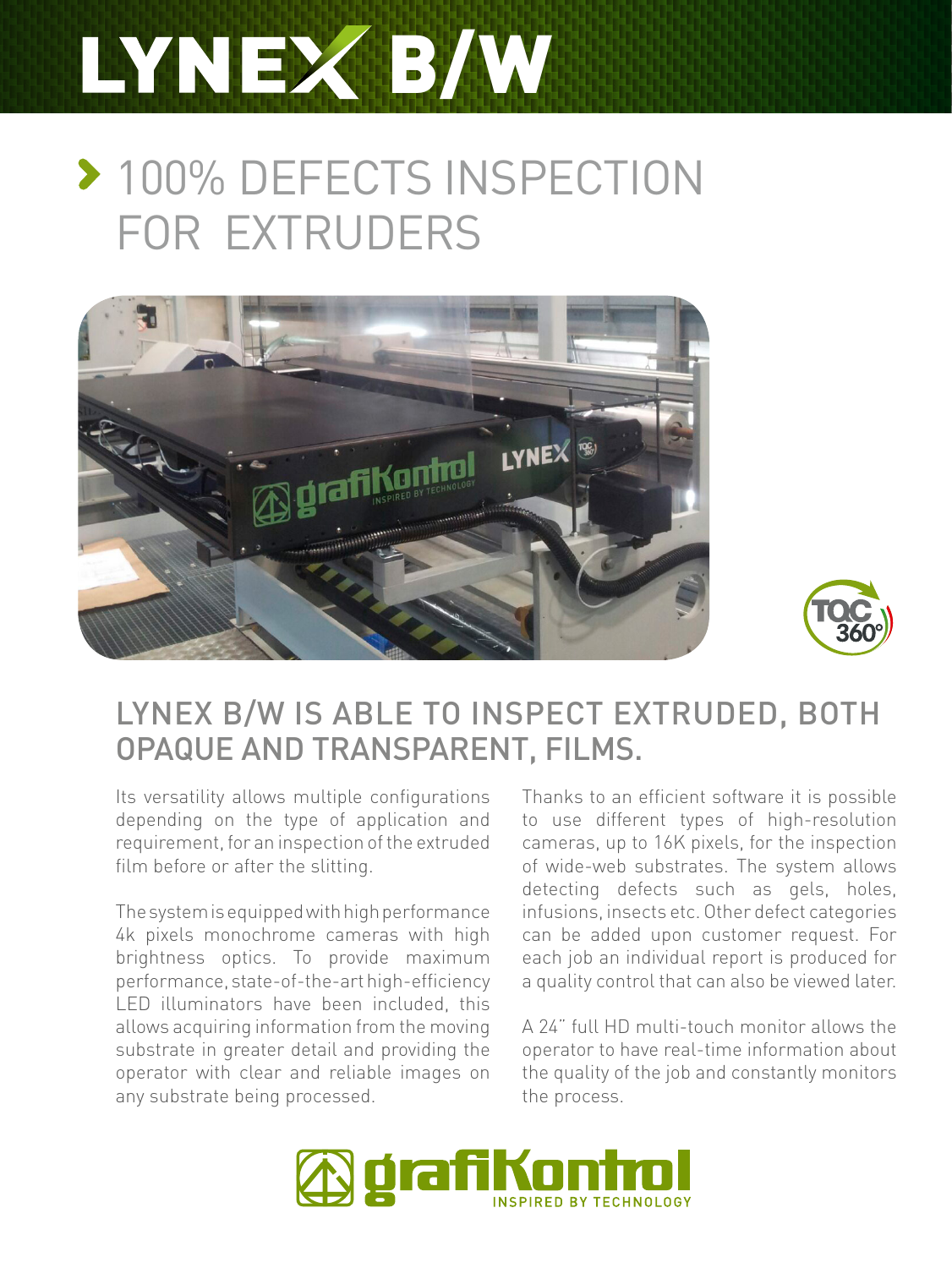# LYNEX B/W

## 100% DEFECTS INSPECTION FOR EXTRUDERS

## LYNEX B/W IS ABLE TO INSPECT EXTRUDED, BOTH OPAQUE AND TRANSPARENT, FILMS.

Its versatility allows multiple configurations depending on the type of application and requirement, for an inspection of the extruded film before or after the slitting.

The system is equipped with high performance 4k pixels monochrome cameras with high brightness optics. To provide maximum performance, state-of-the-art high-efficiency LED illuminators have been included, this allows acquiring information from the moving substrate in greater detail and providing the operator with clear and reliable images on any substrate being processed.

Thanks to an efficient software it is possible to use different types of high-resolution cameras, up to 16K pixels, for the inspection of wide-web substrates. The system allows detecting defects such as gels, holes, infusions, insects etc. Other defect categories can be added upon customer request. For each job an individual report is produced for a quality control that can also be viewed later.

A 24" full HD multi-touch monitor allows the operator to have real-time information about the quality of the job and constantly monitors the process.

grafiKontrol INSPIRED BY TECHNOLOGY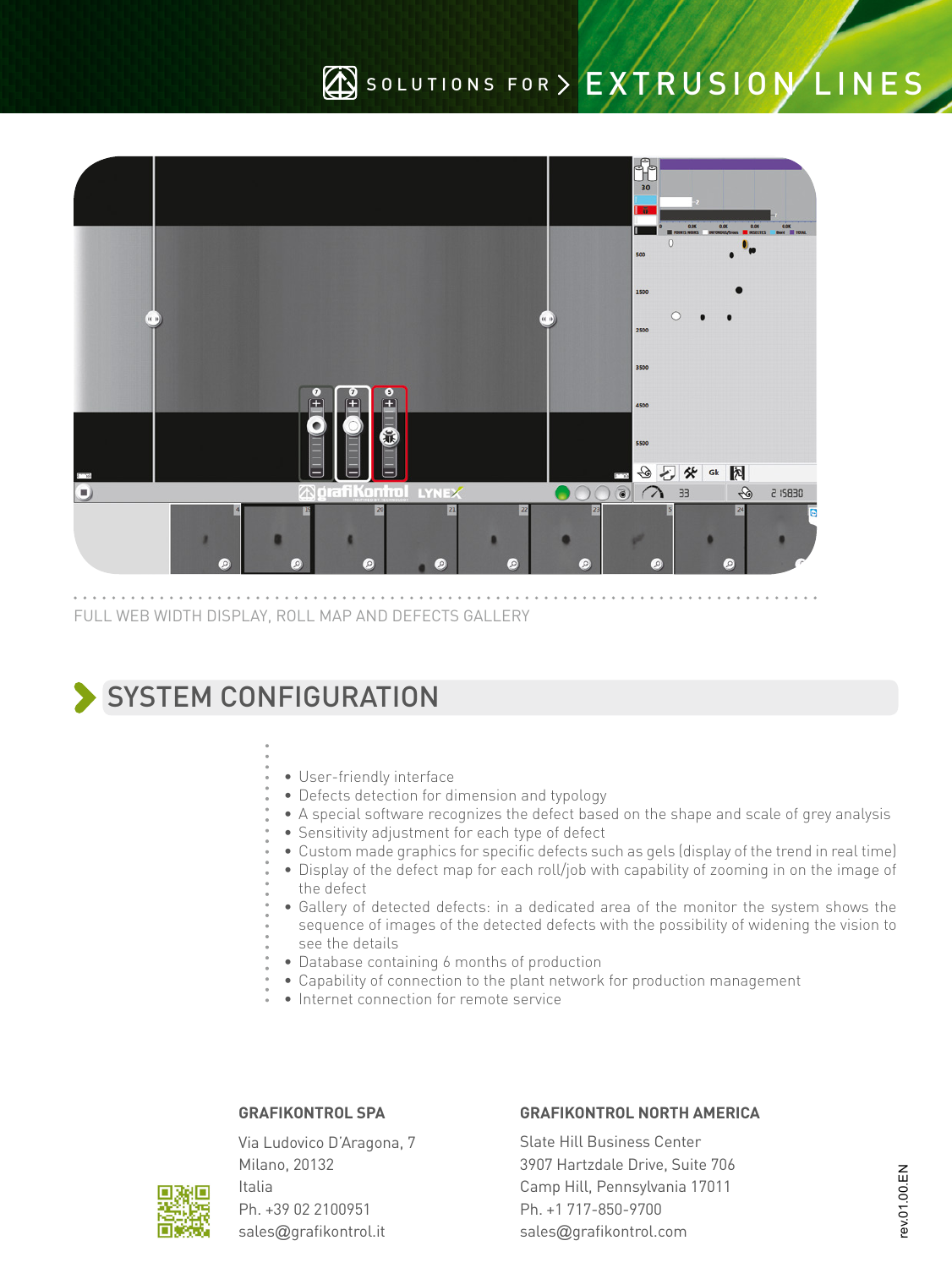SOLUTIONS FOR > EXTRUSION LINES

FULL WEB WIDTH DISPLAY, ROLL MAP AND DEFECTS GALLERY

## SYSTEM CONFIGURATION

- User-friendly interface
- Defects detection for dimension and typology
- A special software recognizes the defect based on the shape and scale of grey analysis
- Sensitivity adjustment for each type of defect
- Custom made graphics for specific defects such as gels (display of the trend in real time)
- Display of the defect map for each roll/job with capability of zooming in on the image of the defect
- Gallery of detected defects: in a dedicated area of the monitor the system shows the sequence of images of the detected defects with the possibility of widening the vision to see the details
- Database containing 6 months of production
- Capability of connection to the plant network for production management
- Internet connection for remote service

**GRAFIKONTROL SPA**

Via Ludovico D'Aragona, 7
Milano, 20132
Italia
Ph. +39 02 2100951
sales@grafikontrol.it

**GRAFIKONTROL NORTH AMERICA**

Slate Hill Business Center
3907 Hartzdale Drive, Suite 706
Camp Hill, Pennsylvania 17011
Ph. +1 717-850-9700
sales@grafikontrol.com

rev.01.00.EN